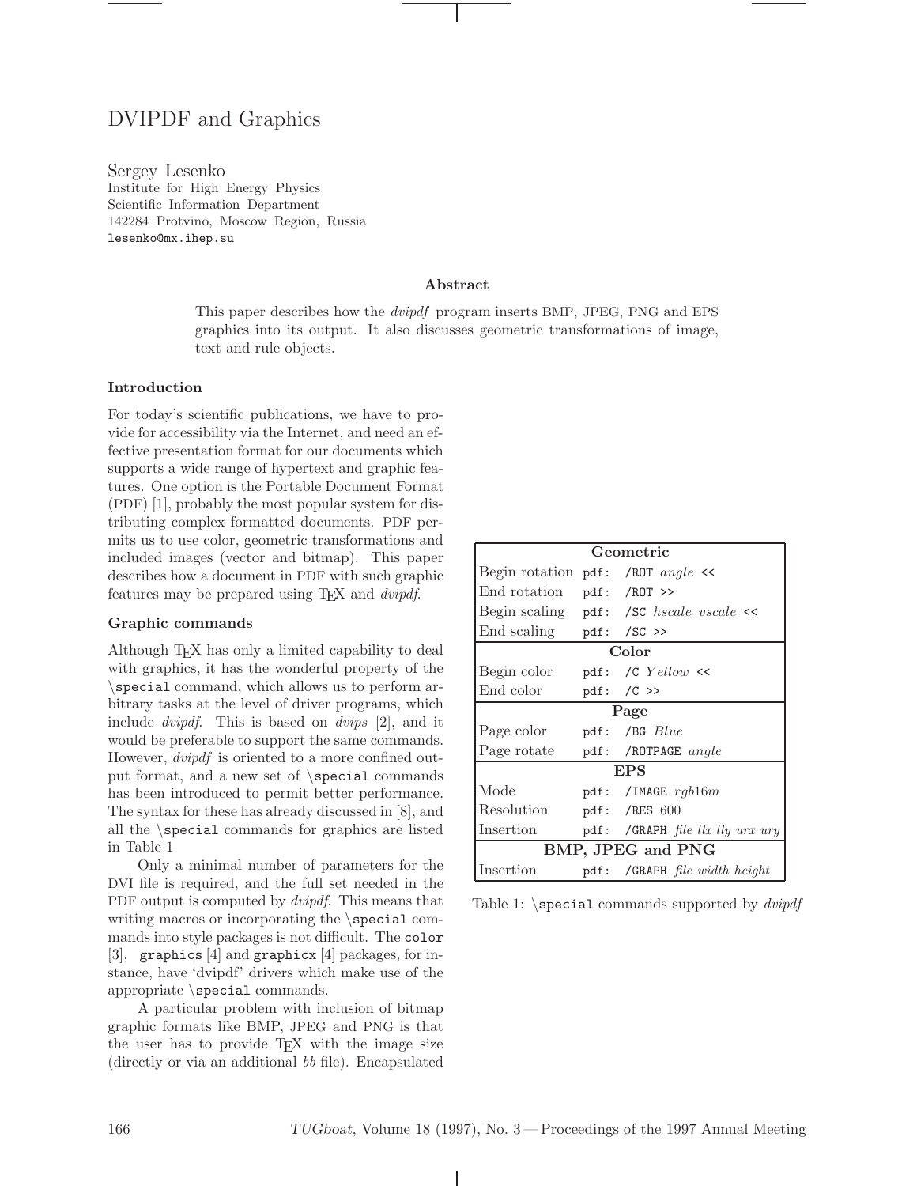# DVIPDF and Graphics

Sergey Lesenko
Institute for High Energy Physics
Scientific Information Department
142284 Protvino, Moscow Region, Russia
`lesenko@mx.ihep.su`

### Abstract

This paper describes how the *dvipdf* program inserts BMP, JPEG, PNG and EPS graphics into its output. It also discusses geometric transformations of image, text and rule objects.

## Introduction

For today's scientific publications, we have to provide for accessibility via the Internet, and need an effective presentation format for our documents which supports a wide range of hypertext and graphic features. One option is the Portable Document Format (PDF) [1], probably the most popular system for distributing complex formatted documents. PDF permits us to use color, geometric transformations and included images (vector and bitmap). This paper describes how a document in PDF with such graphic features may be prepared using TEX and *dvipdf*.

## Graphic commands

Although TEX has only a limited capability to deal with graphics, it has the wonderful property of the `\special` command, which allows us to perform arbitrary tasks at the level of driver programs, which include *dvipdf*. This is based on *dvips* [2], and it would be preferable to support the same commands. However, *dvipdf* is oriented to a more confined output format, and a new set of `\special` commands has been introduced to permit better performance. The syntax for these has already discussed in [8], and all the `\special` commands for graphics are listed in Table 1

Only a minimal number of parameters for the DVI file is required, and the full set needed in the PDF output is computed by *dvipdf*. This means that writing macros or incorporating the `\special` commands into style packages is not difficult. The `color` [3], `graphics` [4] and `graphicx` [4] packages, for instance, have 'dvipdf' drivers which make use of the appropriate `\special` commands.

A particular problem with inclusion of bitmap graphic formats like BMP, JPEG and PNG is that the user has to provide TEX with the image size (directly or via an additional *bb* file). Encapsulated

| **Geometric** | |
|---|---|
| Begin rotation | `pdf: /ROT` *angle* `<<` |
| End rotation | `pdf: /ROT >>` |
| Begin scaling | `pdf: /SC` *hscale vscale* `<<` |
| End scaling | `pdf: /SC >>` |
| **Color** | |
| Begin color | `pdf: /C` *Yellow* `<<` |
| End color | `pdf: /C >>` |
| **Page** | |
| Page color | `pdf: /BG` *Blue* |
| Page rotate | `pdf: /ROTPAGE` *angle* |
| **EPS** | |
| Mode | `pdf: /IMAGE` *rgb16m* |
| Resolution | `pdf: /RES 600` |
| Insertion | `pdf: /GRAPH` *file llx lly urx ury* |
| **BMP, JPEG and PNG** | |
| Insertion | `pdf: /GRAPH` *file width height* |

Table 1: `\special` commands supported by *dvipdf*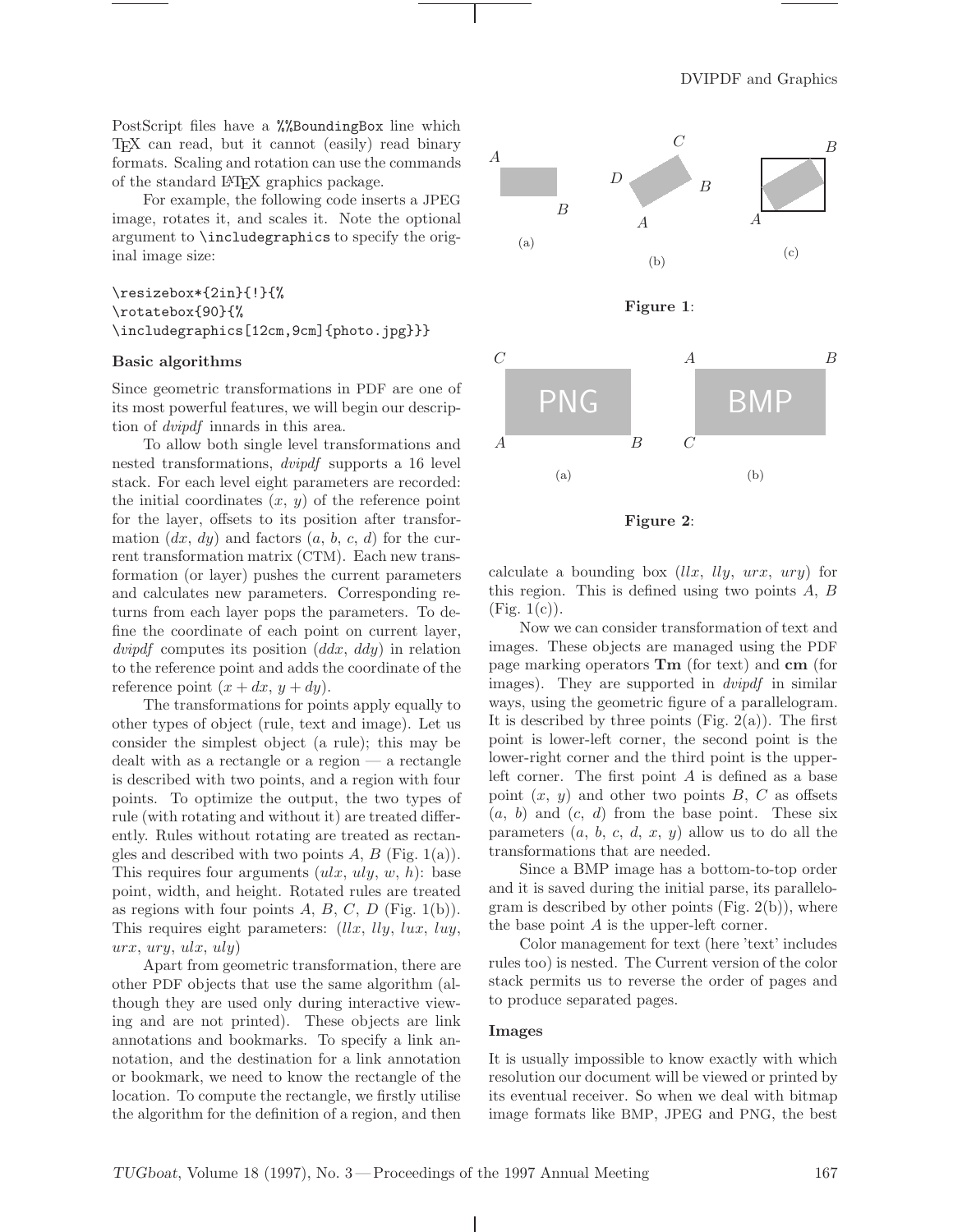PostScript files have a %%BoundingBox line which TEX can read, but it cannot (easily) read binary formats. Scaling and rotation can use the commands of the standard LATEX graphics package.

For example, the following code inserts a JPEG image, rotates it, and scales it. Note the optional argument to \includegraphics to specify the original image size:

```
\resizebox*{2in}{!}{%
\rotatebox{90}{%
\includegraphics[12cm,9cm]{photo.jpg}}}
```

### Basic algorithms

Since geometric transformations in PDF are one of its most powerful features, we will begin our description of *dvipdf* innards in this area.

To allow both single level transformations and nested transformations, *dvipdf* supports a 16 level stack. For each level eight parameters are recorded: the initial coordinates ($x$, $y$) of the reference point for the layer, offsets to its position after transformation ($dx$, $dy$) and factors ($a$, $b$, $c$, $d$) for the current transformation matrix (CTM). Each new transformation (or layer) pushes the current parameters and calculates new parameters. Corresponding returns from each layer pops the parameters. To define the coordinate of each point on current layer, *dvipdf* computes its position ($ddx$, $ddy$) in relation to the reference point and adds the coordinate of the reference point ($x + dx$, $y + dy$).

The transformations for points apply equally to other types of object (rule, text and image). Let us consider the simplest object (a rule); this may be dealt with as a rectangle or a region — a rectangle is described with two points, and a region with four points. To optimize the output, the two types of rule (with rotating and without it) are treated differently. Rules without rotating are treated as rectangles and described with two points $A$, $B$ (Fig. 1(a)). This requires four arguments ($ulx$, $uly$, $w$, $h$): base point, width, and height. Rotated rules are treated as regions with four points $A$, $B$, $C$, $D$ (Fig. 1(b)). This requires eight parameters: ($llx$, $lly$, $lux$, $luy$, $urx$, $ury$, $ulx$, $uly$)

Apart from geometric transformation, there are other PDF objects that use the same algorithm (although they are used only during interactive viewing and are not printed). These objects are link annotations and bookmarks. To specify a link annotation, and the destination for a link annotation or bookmark, we need to know the rectangle of the location. To compute the rectangle, we firstly utilise the algorithm for the definition of a region, and then calculate a bounding box ($llx$, $lly$, $urx$, $ury$) for this region. This is defined using two points $A$, $B$ (Fig. 1(c)).

**Figure 1**:

**Figure 2**:

Now we can consider transformation of text and images. These objects are managed using the PDF page marking operators **Tm** (for text) and **cm** (for images). They are supported in *dvipdf* in similar ways, using the geometric figure of a parallelogram. It is described by three points (Fig. 2(a)). The first point is lower-left corner, the second point is the lower-right corner and the third point is the upper-left corner. The first point $A$ is defined as a base point ($x$, $y$) and other two points $B$, $C$ as offsets ($a$, $b$) and ($c$, $d$) from the base point. These six parameters ($a$, $b$, $c$, $d$, $x$, $y$) allow us to do all the transformations that are needed.

Since a BMP image has a bottom-to-top order and it is saved during the initial parse, its parallelogram is described by other points (Fig. 2(b)), where the base point $A$ is the upper-left corner.

Color management for text (here 'text' includes rules too) is nested. The Current version of the color stack permits us to reverse the order of pages and to produce separated pages.

### Images

It is usually impossible to know exactly with which resolution our document will be viewed or printed by its eventual receiver. So when we deal with bitmap image formats like BMP, JPEG and PNG, the best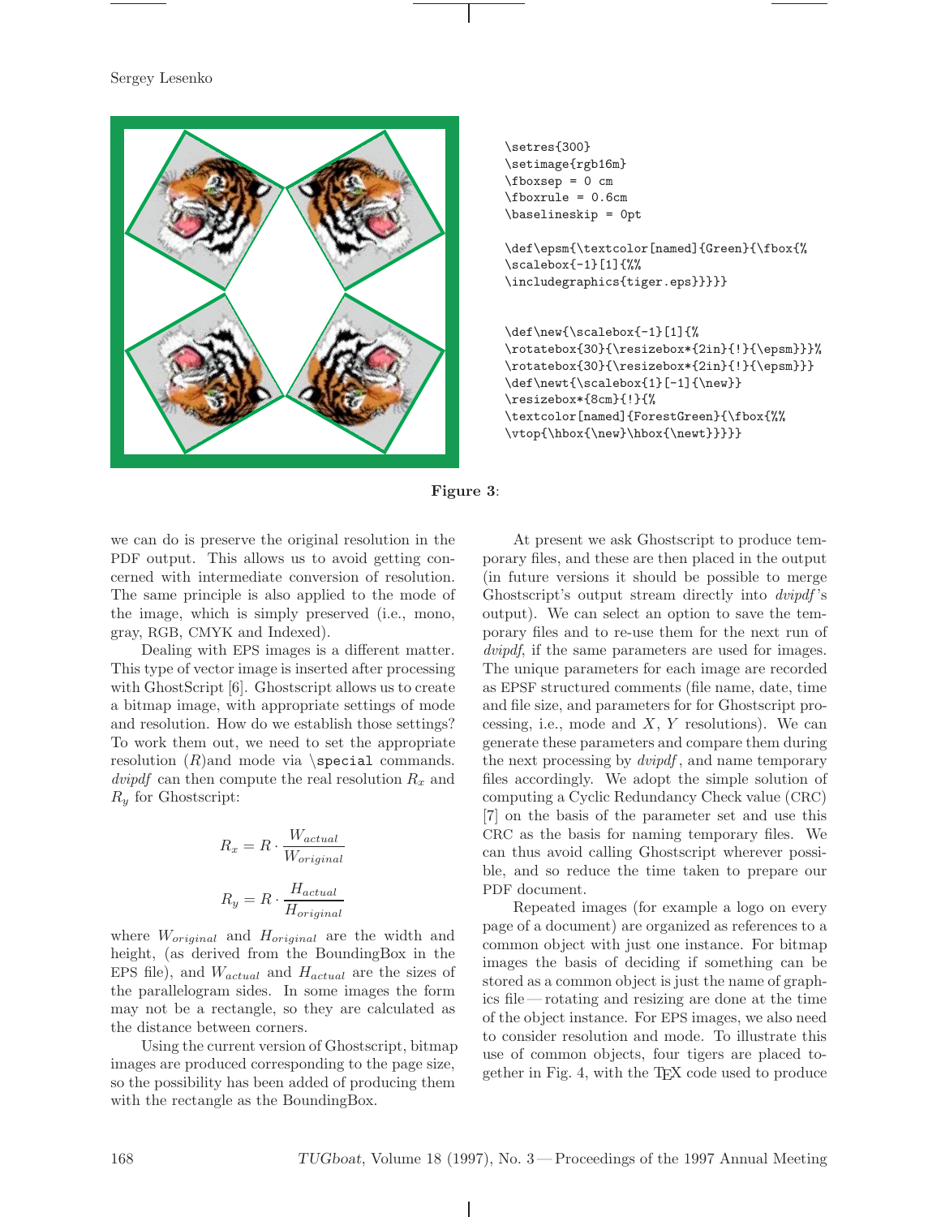```
\setres{300}
\setimage{rgb16m}
\fboxsep = 0 cm
\fboxrule = 0.6cm
\baselineskip = 0pt

\def\epsm{\textcolor[named]{Green}{\fbox{%
\scalebox{-1}[1]{%%
\includegraphics{tiger.eps}}}}}


\def\new{\scalebox{-1}[1]{%
\rotatebox{30}{\resizebox*{2in}{!}{\epsm}}}%
\rotatebox{30}{\resizebox*{2in}{!}{\epsm}}}
\def\newt{\scalebox{1}[-1]{\new}}
\resizebox*{8cm}{!}{%
\textcolor[named]{ForestGreen}{\fbox{%%
\vtop{\hbox{\new}\hbox{\newt}}}}}
```

**Figure 3**:

we can do is preserve the original resolution in the PDF output. This allows us to avoid getting concerned with intermediate conversion of resolution. The same principle is also applied to the mode of the image, which is simply preserved (i.e., mono, gray, RGB, CMYK and Indexed).

Dealing with EPS images is a different matter. This type of vector image is inserted after processing with GhostScript [6]. Ghostscript allows us to create a bitmap image, with appropriate settings of mode and resolution. How do we establish those settings? To work them out, we need to set the appropriate resolution ($R$)and mode via `\special` commands. *dvipdf* can then compute the real resolution $R_x$ and $R_y$ for Ghostscript:

$$R_x = R \cdot \frac{W_{actual}}{W_{original}}$$

$$R_y = R \cdot \frac{H_{actual}}{H_{original}}$$

where $W_{original}$ and $H_{original}$ are the width and height, (as derived from the BoundingBox in the EPS file), and $W_{actual}$ and $H_{actual}$ are the sizes of the parallelogram sides. In some images the form may not be a rectangle, so they are calculated as the distance between corners.

Using the current version of Ghostscript, bitmap images are produced corresponding to the page size, so the possibility has been added of producing them with the rectangle as the BoundingBox.

At present we ask Ghostscript to produce temporary files, and these are then placed in the output (in future versions it should be possible to merge Ghostscript's output stream directly into *dvipdf*'s output). We can select an option to save the temporary files and to re-use them for the next run of *dvipdf*, if the same parameters are used for images. The unique parameters for each image are recorded as EPSF structured comments (file name, date, time and file size, and parameters for for Ghostscript processing, i.e., mode and $X$, $Y$ resolutions). We can generate these parameters and compare them during the next processing by *dvipdf*, and name temporary files accordingly. We adopt the simple solution of computing a Cyclic Redundancy Check value (CRC) [7] on the basis of the parameter set and use this CRC as the basis for naming temporary files. We can thus avoid calling Ghostscript wherever possible, and so reduce the time taken to prepare our PDF document.

Repeated images (for example a logo on every page of a document) are organized as references to a common object with just one instance. For bitmap images the basis of deciding if something can be stored as a common object is just the name of graphics file — rotating and resizing are done at the time of the object instance. For EPS images, we also need to consider resolution and mode. To illustrate this use of common objects, four tigers are placed together in Fig. 4, with the TEX code used to produce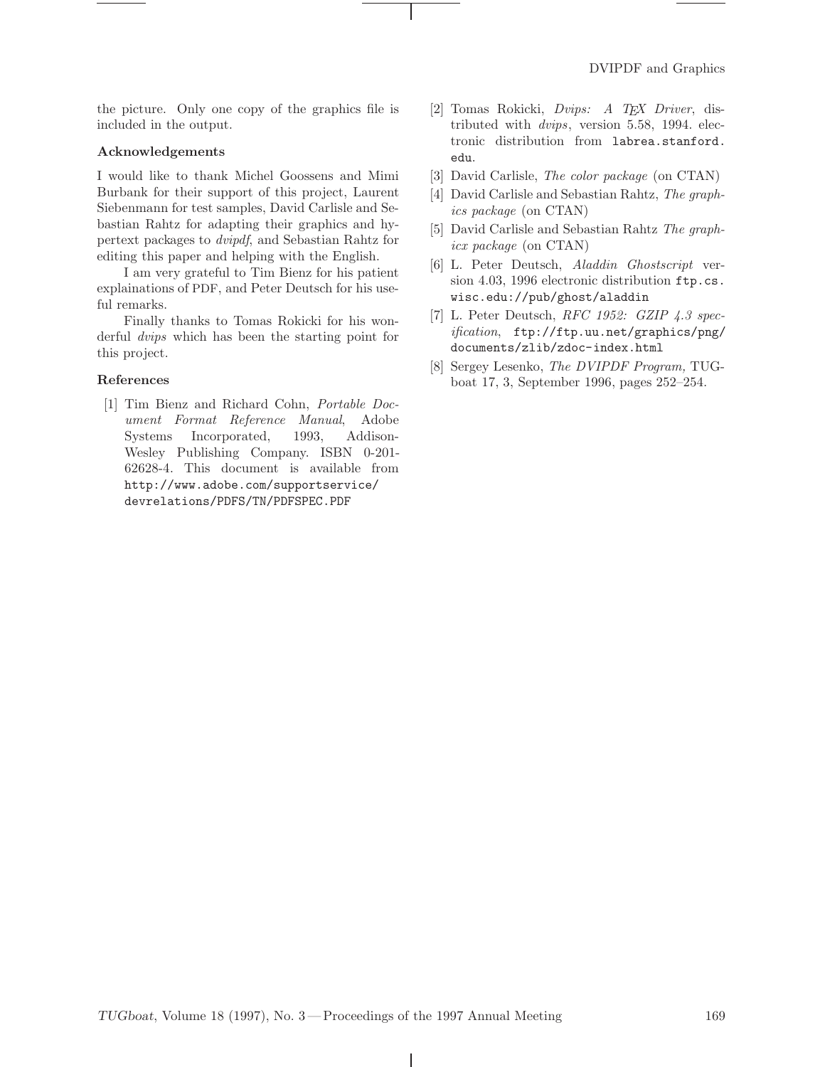the picture. Only one copy of the graphics file is included in the output.

### Acknowledgements

I would like to thank Michel Goossens and Mimi Burbank for their support of this project, Laurent Siebenmann for test samples, David Carlisle and Sebastian Rahtz for adapting their graphics and hypertext packages to *dvipdf*, and Sebastian Rahtz for editing this paper and helping with the English.

I am very grateful to Tim Bienz for his patient explainations of PDF, and Peter Deutsch for his useful remarks.

Finally thanks to Tomas Rokicki for his wonderful *dvips* which has been the starting point for this project.

### References

[1] Tim Bienz and Richard Cohn, *Portable Document Format Reference Manual*, Adobe Systems Incorporated, 1993, Addison-Wesley Publishing Company. ISBN 0-201-62628-4. This document is available from `http://www.adobe.com/supportservice/devrelations/PDFS/TN/PDFSPEC.PDF`

[2] Tomas Rokicki, *Dvips: A TEX Driver*, distributed with *dvips*, version 5.58, 1994. electronic distribution from `labrea.stanford.edu`.

[3] David Carlisle, *The color package* (on CTAN)

[4] David Carlisle and Sebastian Rahtz, *The graphics package* (on CTAN)

[5] David Carlisle and Sebastian Rahtz *The graphicx package* (on CTAN)

[6] L. Peter Deutsch, *Aladdin Ghostscript* version 4.03, 1996 electronic distribution `ftp.cs.wisc.edu://pub/ghost/aladdin`

[7] L. Peter Deutsch, *RFC 1952: GZIP 4.3 specification*, `ftp://ftp.uu.net/graphics/png/documents/zlib/zdoc-index.html`

[8] Sergey Lesenko, *The DVIPDF Program,* TUGboat 17, 3, September 1996, pages 252–254.